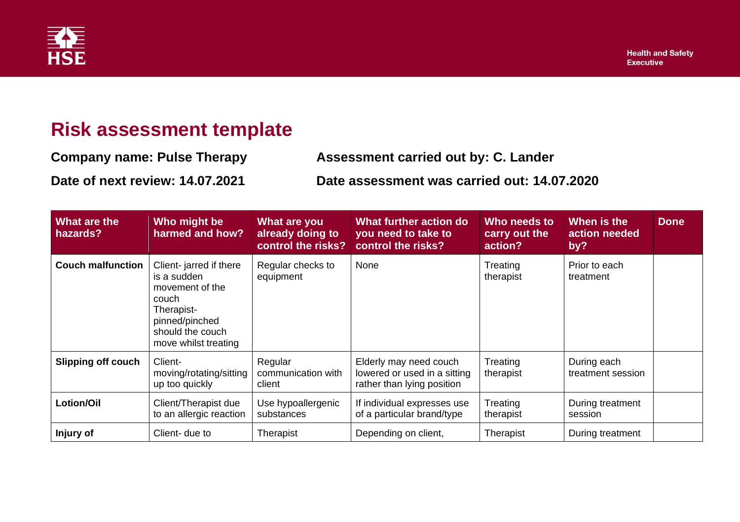# Risk assessment template

**Company name: Pulse Therapy**

**Assessment carried out by: C. Lander**

**Date of next review: 14.07.2021**

**Date assessment was carried out: 14.07.2020**

| What are the hazards? | Who might be harmed and how? | What are you already doing to control the risks? | What further action do you need to take to control the risks? | Who needs to carry out the action? | When is the action needed by? | Done |
|---|---|---|---|---|---|---|
| **Couch malfunction** | Client- jarred if there is a sudden movement of the couch<br>Therapist- pinned/pinched should the couch move whilst treating | Regular checks to equipment | None | Treating therapist | Prior to each treatment | |
| **Slipping off couch** | Client- moving/rotating/sitting up too quickly | Regular communication with client | Elderly may need couch lowered or used in a sitting rather than lying position | Treating therapist | During each treatment session | |
| **Lotion/Oil** | Client/Therapist due to an allergic reaction | Use hypoallergenic substances | If individual expresses use of a particular brand/type | Treating therapist | During treatment session | |
| **Injury of** | Client- due to | Therapist | Depending on client, | Therapist | During treatment | |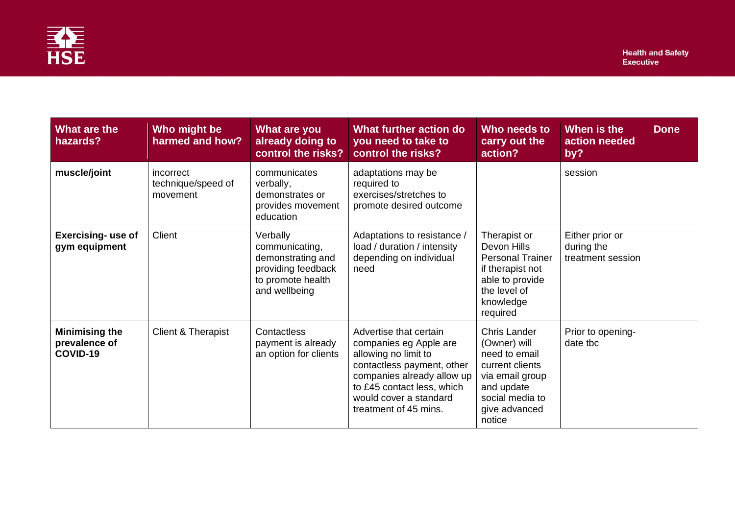| What are the hazards? | Who might be harmed and how? | What are you already doing to control the risks? | What further action do you need to take to control the risks? | Who needs to carry out the action? | When is the action needed by? | Done |
|---|---|---|---|---|---|---|
| **muscle/joint** | incorrect technique/speed of movement | communicates verbally, demonstrates or provides movement education | adaptations may be required to exercises/stretches to promote desired outcome | | session | |
| **Exercising- use of gym equipment** | Client | Verbally communicating, demonstrating and providing feedback to promote health and wellbeing | Adaptations to resistance / load / duration / intensity depending on individual need | Therapist or Devon Hills Personal Trainer if therapist not able to provide the level of knowledge required | Either prior or during the treatment session | |
| **Minimising the prevalence of COVID-19** | Client & Therapist | Contactless payment is already an option for clients | Advertise that certain companies eg Apple are allowing no limit to contactless payment, other companies already allow up to £45 contact less, which would cover a standard treatment of 45 mins. | Chris Lander (Owner) will need to email current clients via email group and update social media to give advanced notice | Prior to opening- date tbc | |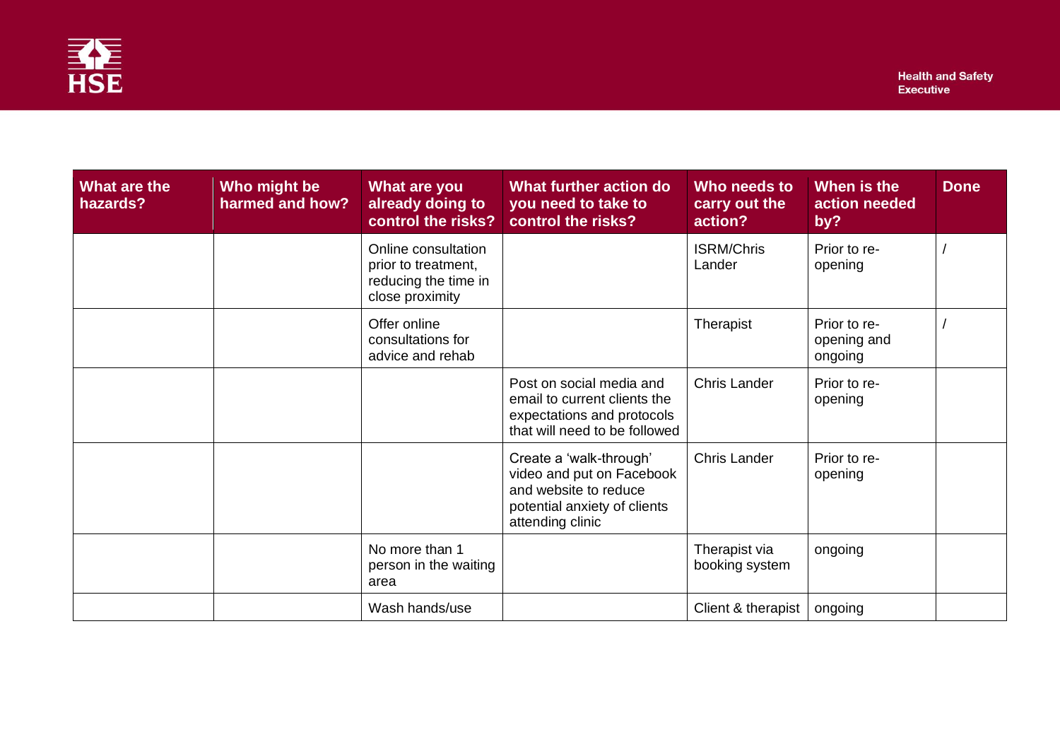| What are the hazards? | Who might be harmed and how? | What are you already doing to control the risks? | What further action do you need to take to control the risks? | Who needs to carry out the action? | When is the action needed by? | Done |
|---|---|---|---|---|---|---|
| | | Online consultation prior to treatment, reducing the time in close proximity | | ISRM/Chris Lander | Prior to re-opening | / |
| | | Offer online consultations for advice and rehab | | Therapist | Prior to re-opening and ongoing | / |
| | | | Post on social media and email to current clients the expectations and protocols that will need to be followed | Chris Lander | Prior to re-opening | |
| | | | Create a 'walk-through' video and put on Facebook and website to reduce potential anxiety of clients attending clinic | Chris Lander | Prior to re-opening | |
| | | No more than 1 person in the waiting area | | Therapist via booking system | ongoing | |
| | | Wash hands/use | | Client & therapist | ongoing | |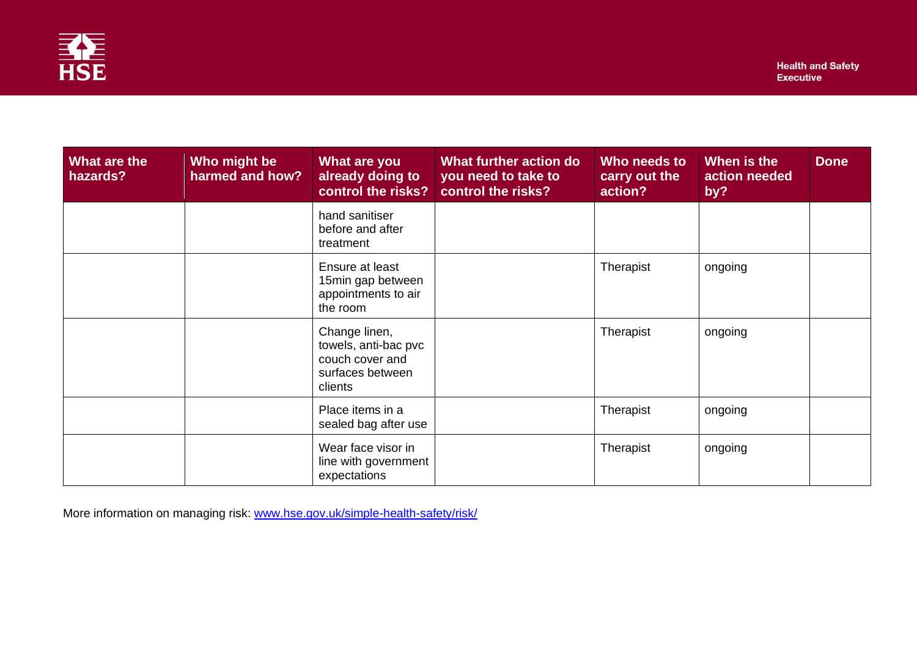| What are the hazards? | Who might be harmed and how? | What are you already doing to control the risks? | What further action do you need to take to control the risks? | Who needs to carry out the action? | When is the action needed by? | Done |
|---|---|---|---|---|---|---|
| | | hand sanitiser before and after treatment | | | | |
| | | Ensure at least 15min gap between appointments to air the room | | Therapist | ongoing | |
| | | Change linen, towels, anti-bac pvc couch cover and surfaces between clients | | Therapist | ongoing | |
| | | Place items in a sealed bag after use | | Therapist | ongoing | |
| | | Wear face visor in line with government expectations | | Therapist | ongoing | |

More information on managing risk: [www.hse.gov.uk/simple-health-safety/risk/](http://www.hse.gov.uk/simple-health-safety/risk/)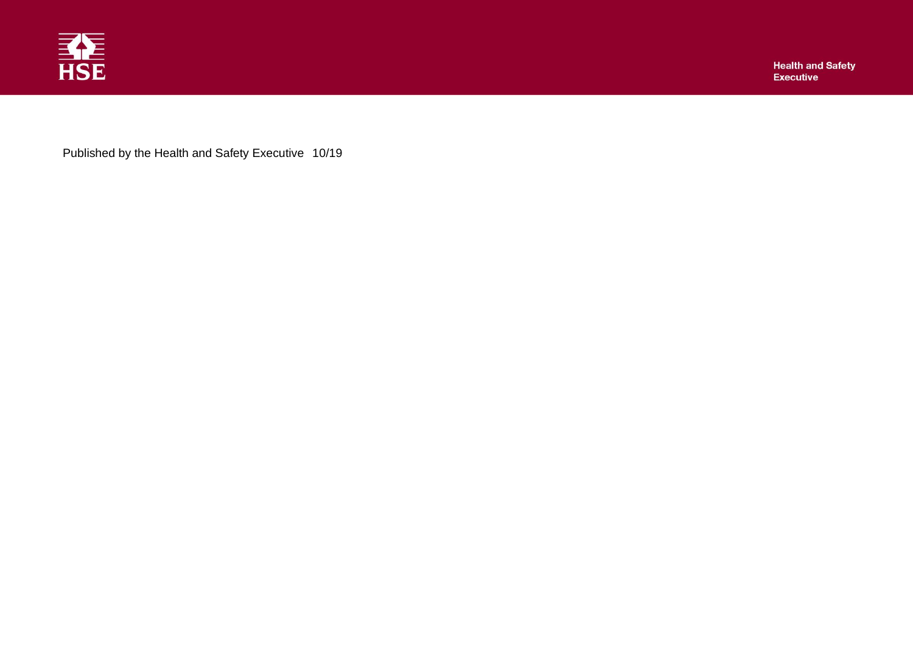Published by the Health and Safety Executive 10/19